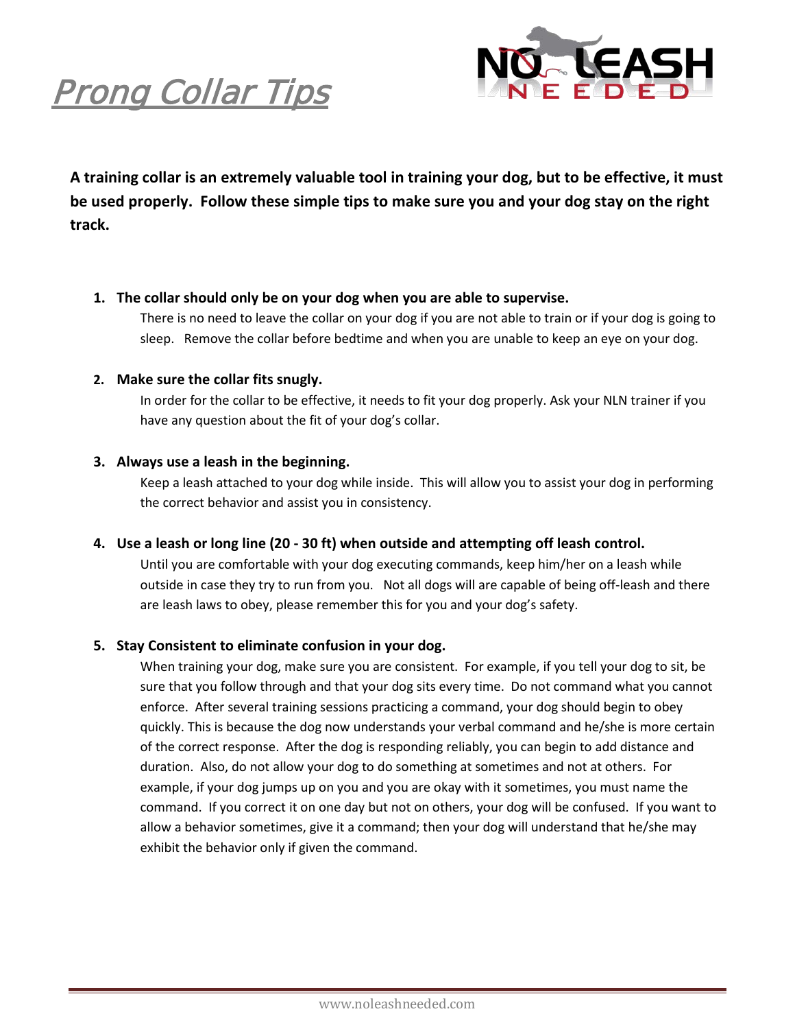# Prong Collar Tips

**A training collar is an extremely valuable tool in training your dog, but to be effective, it must be used properly. Follow these simple tips to make sure you and your dog stay on the right track.**

1. **The collar should only be on your dog when you are able to supervise.**
   There is no need to leave the collar on your dog if you are not able to train or if your dog is going to sleep. Remove the collar before bedtime and when you are unable to keep an eye on your dog.

2. **Make sure the collar fits snugly.**
   In order for the collar to be effective, it needs to fit your dog properly. Ask your NLN trainer if you have any question about the fit of your dog's collar.

3. **Always use a leash in the beginning.**
   Keep a leash attached to your dog while inside. This will allow you to assist your dog in performing the correct behavior and assist you in consistency.

4. **Use a leash or long line (20 - 30 ft) when outside and attempting off leash control.**
   Until you are comfortable with your dog executing commands, keep him/her on a leash while outside in case they try to run from you. Not all dogs will are capable of being off-leash and there are leash laws to obey, please remember this for you and your dog's safety.

5. **Stay Consistent to eliminate confusion in your dog.**
   When training your dog, make sure you are consistent. For example, if you tell your dog to sit, be sure that you follow through and that your dog sits every time. Do not command what you cannot enforce. After several training sessions practicing a command, your dog should begin to obey quickly. This is because the dog now understands your verbal command and he/she is more certain of the correct response. After the dog is responding reliably, you can begin to add distance and duration. Also, do not allow your dog to do something at sometimes and not at others. For example, if your dog jumps up on you and you are okay with it sometimes, you must name the command. If you correct it on one day but not on others, your dog will be confused. If you want to allow a behavior sometimes, give it a command; then your dog will understand that he/she may exhibit the behavior only if given the command.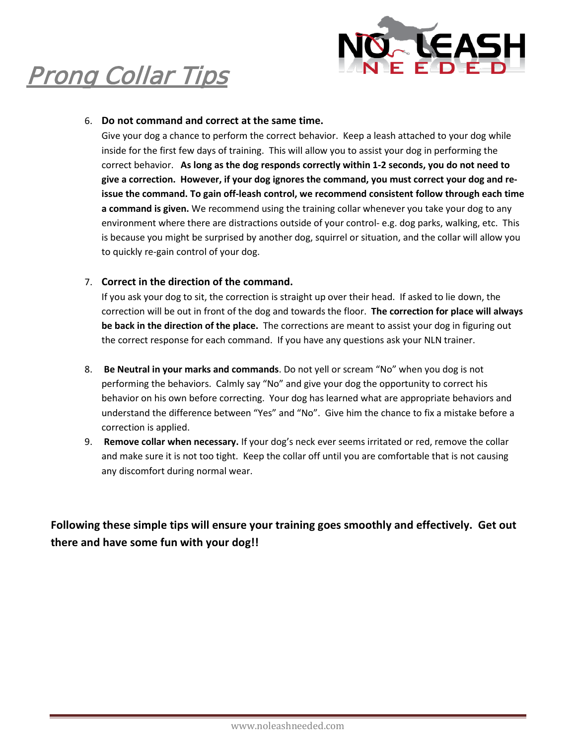# Prong Collar Tips

6. **Do not command and correct at the same time.**
   Give your dog a chance to perform the correct behavior. Keep a leash attached to your dog while inside for the first few days of training. This will allow you to assist your dog in performing the correct behavior. **As long as the dog responds correctly within 1-2 seconds, you do not need to give a correction. However, if your dog ignores the command, you must correct your dog and re-issue the command. To gain off-leash control, we recommend consistent follow through each time a command is given.** We recommend using the training collar whenever you take your dog to any environment where there are distractions outside of your control- e.g. dog parks, walking, etc. This is because you might be surprised by another dog, squirrel or situation, and the collar will allow you to quickly re-gain control of your dog.

7. **Correct in the direction of the command.**
   If you ask your dog to sit, the correction is straight up over their head. If asked to lie down, the correction will be out in front of the dog and towards the floor. **The correction for place will always be back in the direction of the place.** The corrections are meant to assist your dog in figuring out the correct response for each command. If you have any questions ask your NLN trainer.

8. **Be Neutral in your marks and commands**. Do not yell or scream "No" when you dog is not performing the behaviors. Calmly say "No" and give your dog the opportunity to correct his behavior on his own before correcting. Your dog has learned what are appropriate behaviors and understand the difference between "Yes" and "No". Give him the chance to fix a mistake before a correction is applied.
9. **Remove collar when necessary.** If your dog's neck ever seems irritated or red, remove the collar and make sure it is not too tight. Keep the collar off until you are comfortable that is not causing any discomfort during normal wear.

**Following these simple tips will ensure your training goes smoothly and effectively. Get out there and have some fun with your dog!!**